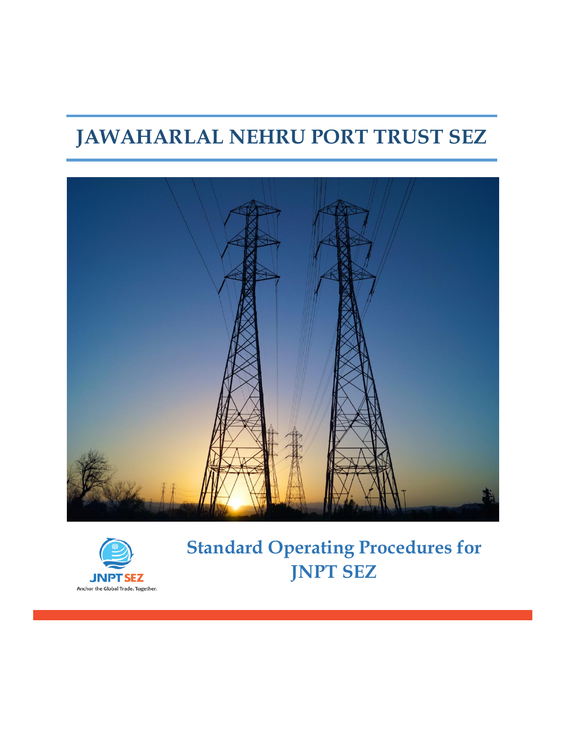# JAWAHARLAL NEHRU PORT TRUST SEZ

JNPT SEZ

Anchor the Global Trade. Together.

## Standard Operating Procedures for JNPT SEZ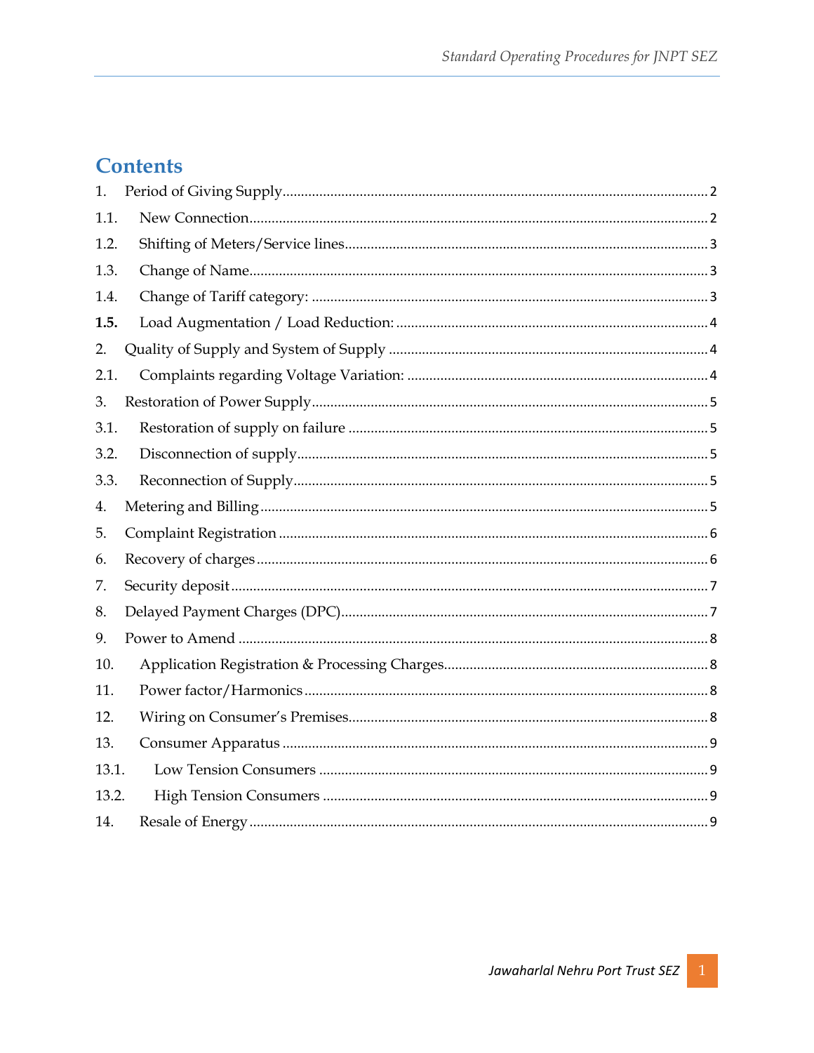# Contents

1. Period of Giving Supply ........ 2
1.1. New Connection ........ 2
1.2. Shifting of Meters/Service lines ........ 3
1.3. Change of Name ........ 3
1.4. Change of Tariff category: ........ 3
**1.5.** Load Augmentation / Load Reduction: ........ 4
2. Quality of Supply and System of Supply ........ 4
2.1. Complaints regarding Voltage Variation: ........ 4
3. Restoration of Power Supply ........ 5
3.1. Restoration of supply on failure ........ 5
3.2. Disconnection of supply ........ 5
3.3. Reconnection of Supply ........ 5
4. Metering and Billing ........ 5
5. Complaint Registration ........ 6
6. Recovery of charges ........ 6
7. Security deposit ........ 7
8. Delayed Payment Charges (DPC) ........ 7
9. Power to Amend ........ 8
10. Application Registration & Processing Charges ........ 8
11. Power factor/Harmonics ........ 8
12. Wiring on Consumer's Premises ........ 8
13. Consumer Apparatus ........ 9
13.1. Low Tension Consumers ........ 9
13.2. High Tension Consumers ........ 9
14. Resale of Energy ........ 9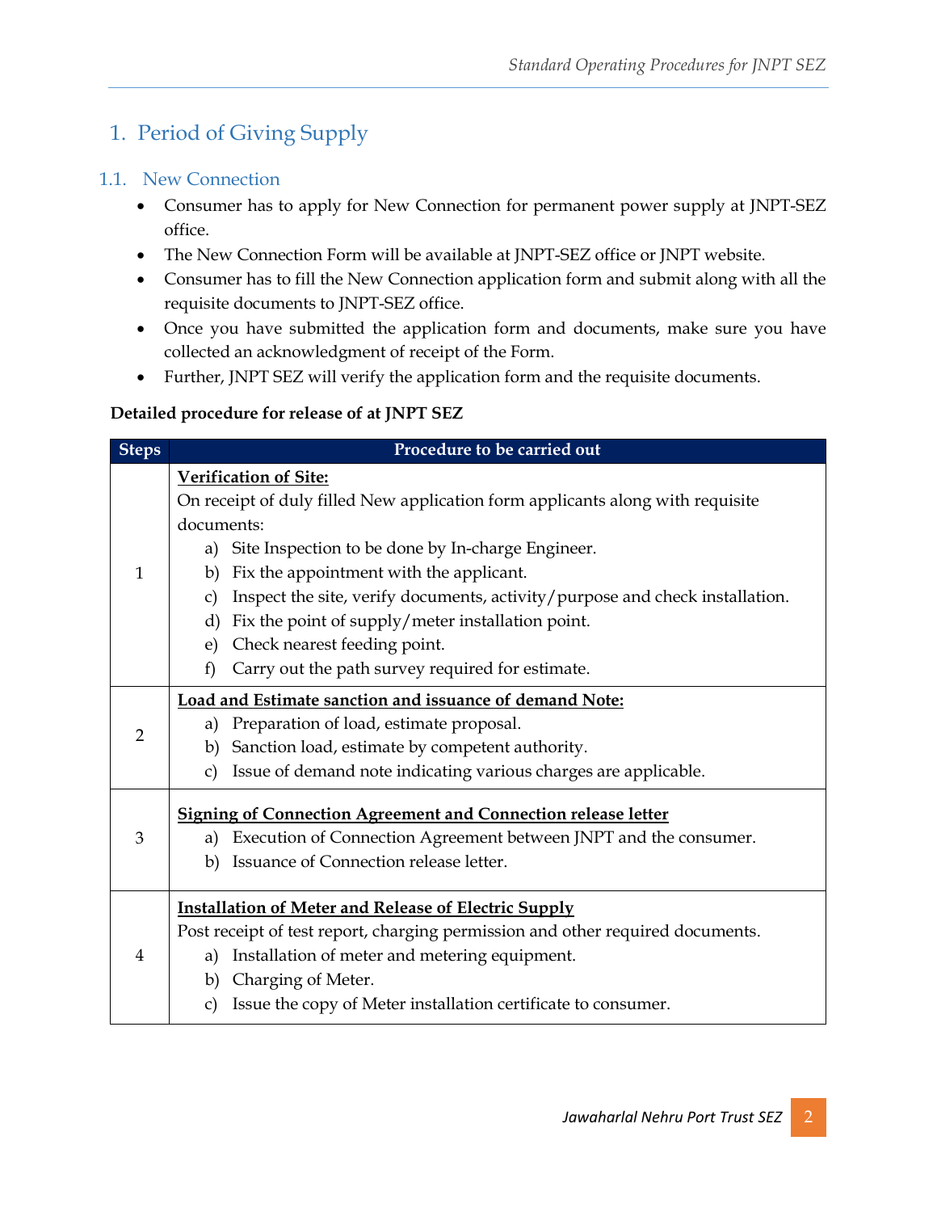# 1. Period of Giving Supply

## 1.1. New Connection

- Consumer has to apply for New Connection for permanent power supply at JNPT-SEZ office.
- The New Connection Form will be available at JNPT-SEZ office or JNPT website.
- Consumer has to fill the New Connection application form and submit along with all the requisite documents to JNPT-SEZ office.
- Once you have submitted the application form and documents, make sure you have collected an acknowledgment of receipt of the Form.
- Further, JNPT SEZ will verify the application form and the requisite documents.

**Detailed procedure for release of at JNPT SEZ**

| Steps | Procedure to be carried out |
|---|---|
| 1 | <u>**Verification of Site:**</u><br>On receipt of duly filled New application form applicants along with requisite documents:<br>a) Site Inspection to be done by In-charge Engineer.<br>b) Fix the appointment with the applicant.<br>c) Inspect the site, verify documents, activity/purpose and check installation.<br>d) Fix the point of supply/meter installation point.<br>e) Check nearest feeding point.<br>f) Carry out the path survey required for estimate. |
| 2 | <u>**Load and Estimate sanction and issuance of demand Note:**</u><br>a) Preparation of load, estimate proposal.<br>b) Sanction load, estimate by competent authority.<br>c) Issue of demand note indicating various charges are applicable. |
| 3 | <u>**Signing of Connection Agreement and Connection release letter**</u><br>a) Execution of Connection Agreement between JNPT and the consumer.<br>b) Issuance of Connection release letter. |
| 4 | <u>**Installation of Meter and Release of Electric Supply**</u><br>Post receipt of test report, charging permission and other required documents.<br>a) Installation of meter and metering equipment.<br>b) Charging of Meter.<br>c) Issue the copy of Meter installation certificate to consumer. |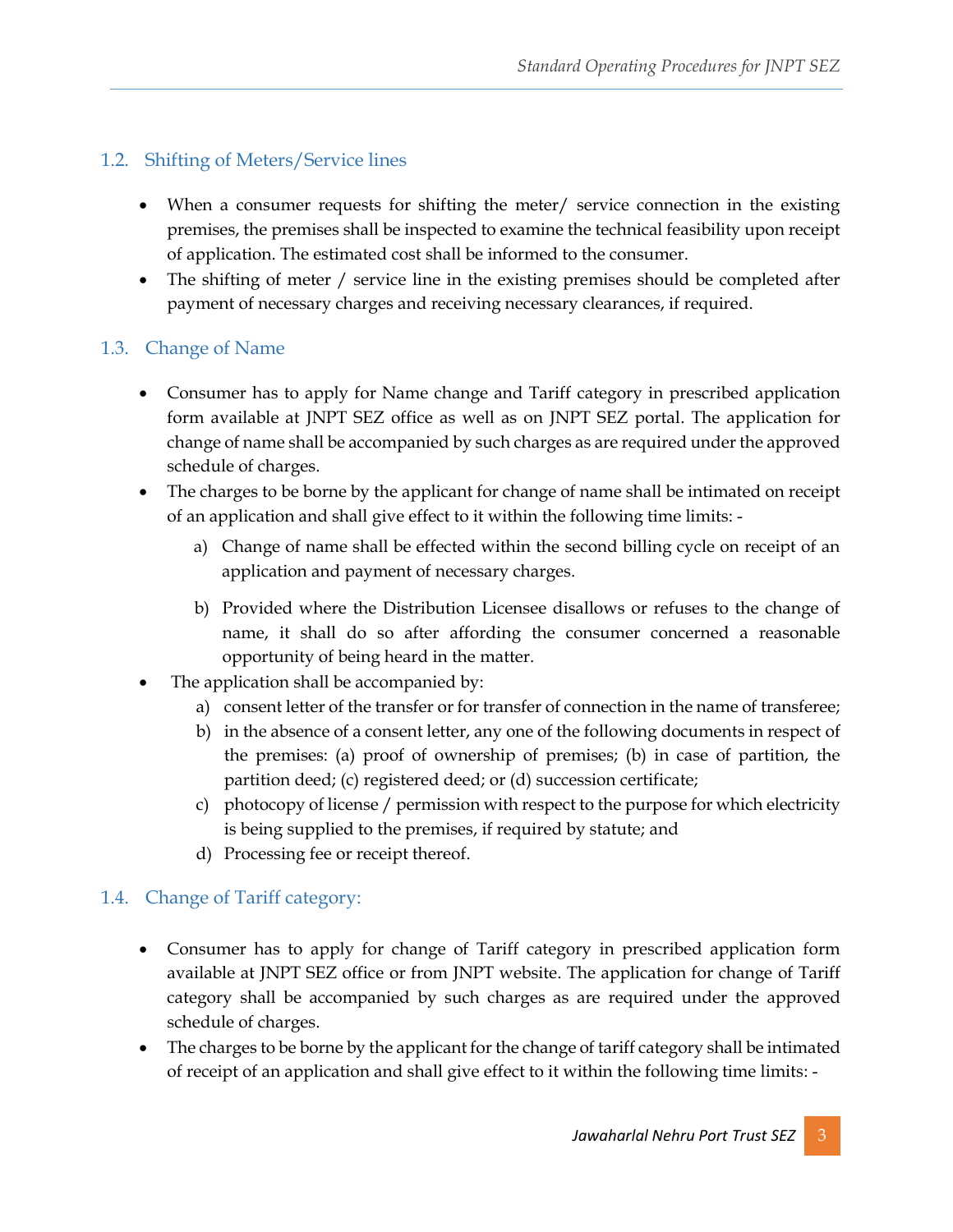## 1.2. Shifting of Meters/Service lines

- When a consumer requests for shifting the meter/ service connection in the existing premises, the premises shall be inspected to examine the technical feasibility upon receipt of application. The estimated cost shall be informed to the consumer.
- The shifting of meter / service line in the existing premises should be completed after payment of necessary charges and receiving necessary clearances, if required.

## 1.3. Change of Name

- Consumer has to apply for Name change and Tariff category in prescribed application form available at JNPT SEZ office as well as on JNPT SEZ portal. The application for change of name shall be accompanied by such charges as are required under the approved schedule of charges.
- The charges to be borne by the applicant for change of name shall be intimated on receipt of an application and shall give effect to it within the following time limits: -
    a) Change of name shall be effected within the second billing cycle on receipt of an application and payment of necessary charges.

    b) Provided where the Distribution Licensee disallows or refuses to the change of name, it shall do so after affording the consumer concerned a reasonable opportunity of being heard in the matter.
- The application shall be accompanied by:
    a) consent letter of the transfer or for transfer of connection in the name of transferee;
    b) in the absence of a consent letter, any one of the following documents in respect of the premises: (a) proof of ownership of premises; (b) in case of partition, the partition deed; (c) registered deed; or (d) succession certificate;
    c) photocopy of license / permission with respect to the purpose for which electricity is being supplied to the premises, if required by statute; and
    d) Processing fee or receipt thereof.

## 1.4. Change of Tariff category:

- Consumer has to apply for change of Tariff category in prescribed application form available at JNPT SEZ office or from JNPT website. The application for change of Tariff category shall be accompanied by such charges as are required under the approved schedule of charges.
- The charges to be borne by the applicant for the change of tariff category shall be intimated of receipt of an application and shall give effect to it within the following time limits: -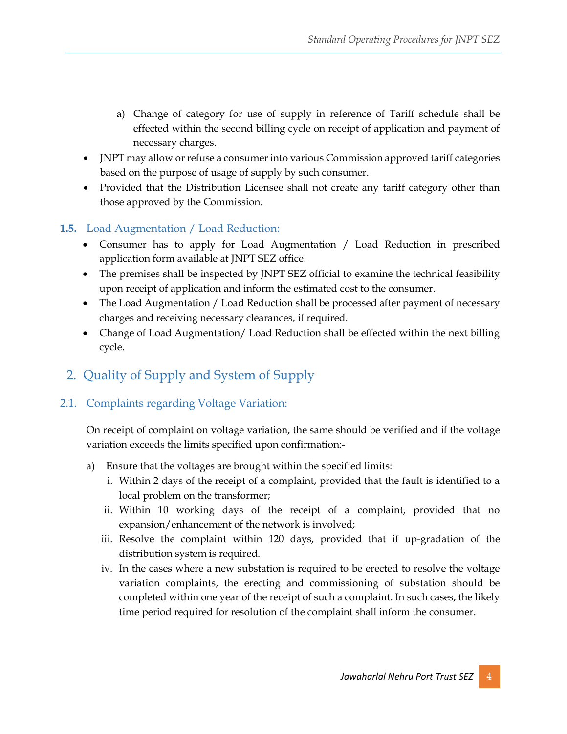a) Change of category for use of supply in reference of Tariff schedule shall be effected within the second billing cycle on receipt of application and payment of necessary charges.

- JNPT may allow or refuse a consumer into various Commission approved tariff categories based on the purpose of usage of supply by such consumer.
- Provided that the Distribution Licensee shall not create any tariff category other than those approved by the Commission.

### 1.5. Load Augmentation / Load Reduction:

- Consumer has to apply for Load Augmentation / Load Reduction in prescribed application form available at JNPT SEZ office.
- The premises shall be inspected by JNPT SEZ official to examine the technical feasibility upon receipt of application and inform the estimated cost to the consumer.
- The Load Augmentation / Load Reduction shall be processed after payment of necessary charges and receiving necessary clearances, if required.
- Change of Load Augmentation/ Load Reduction shall be effected within the next billing cycle.

## 2. Quality of Supply and System of Supply

### 2.1. Complaints regarding Voltage Variation:

On receipt of complaint on voltage variation, the same should be verified and if the voltage variation exceeds the limits specified upon confirmation:-

a) Ensure that the voltages are brought within the specified limits:

i. Within 2 days of the receipt of a complaint, provided that the fault is identified to a local problem on the transformer;

ii. Within 10 working days of the receipt of a complaint, provided that no expansion/enhancement of the network is involved;

iii. Resolve the complaint within 120 days, provided that if up-gradation of the distribution system is required.

iv. In the cases where a new substation is required to be erected to resolve the voltage variation complaints, the erecting and commissioning of substation should be completed within one year of the receipt of such a complaint. In such cases, the likely time period required for resolution of the complaint shall inform the consumer.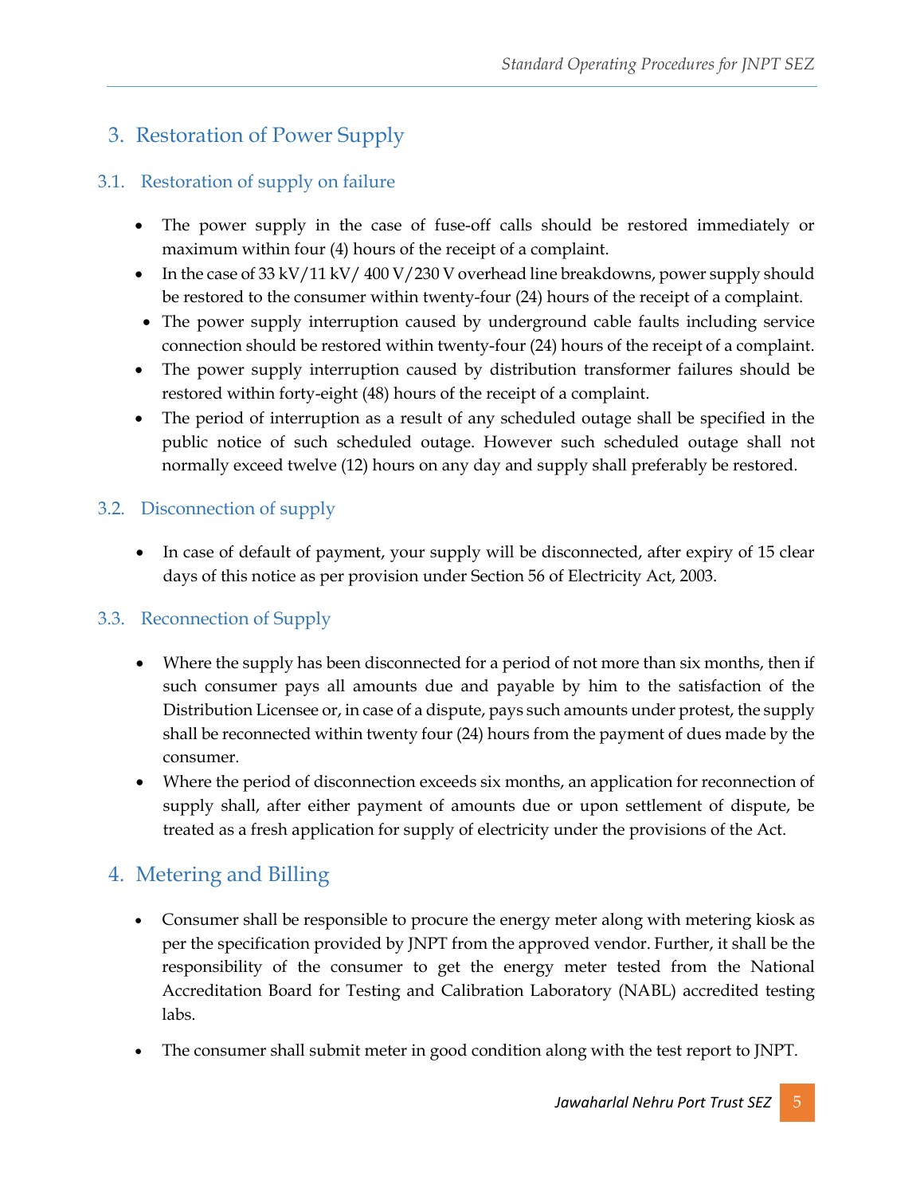## 3. Restoration of Power Supply

### 3.1. Restoration of supply on failure

- The power supply in the case of fuse-off calls should be restored immediately or maximum within four (4) hours of the receipt of a complaint.
- In the case of 33 kV/11 kV/ 400 V/230 V overhead line breakdowns, power supply should be restored to the consumer within twenty-four (24) hours of the receipt of a complaint.
- The power supply interruption caused by underground cable faults including service connection should be restored within twenty-four (24) hours of the receipt of a complaint.
- The power supply interruption caused by distribution transformer failures should be restored within forty-eight (48) hours of the receipt of a complaint.
- The period of interruption as a result of any scheduled outage shall be specified in the public notice of such scheduled outage. However such scheduled outage shall not normally exceed twelve (12) hours on any day and supply shall preferably be restored.

### 3.2. Disconnection of supply

- In case of default of payment, your supply will be disconnected, after expiry of 15 clear days of this notice as per provision under Section 56 of Electricity Act, 2003.

### 3.3. Reconnection of Supply

- Where the supply has been disconnected for a period of not more than six months, then if such consumer pays all amounts due and payable by him to the satisfaction of the Distribution Licensee or, in case of a dispute, pays such amounts under protest, the supply shall be reconnected within twenty four (24) hours from the payment of dues made by the consumer.
- Where the period of disconnection exceeds six months, an application for reconnection of supply shall, after either payment of amounts due or upon settlement of dispute, be treated as a fresh application for supply of electricity under the provisions of the Act.

## 4. Metering and Billing

- Consumer shall be responsible to procure the energy meter along with metering kiosk as per the specification provided by JNPT from the approved vendor. Further, it shall be the responsibility of the consumer to get the energy meter tested from the National Accreditation Board for Testing and Calibration Laboratory (NABL) accredited testing labs.
- The consumer shall submit meter in good condition along with the test report to JNPT.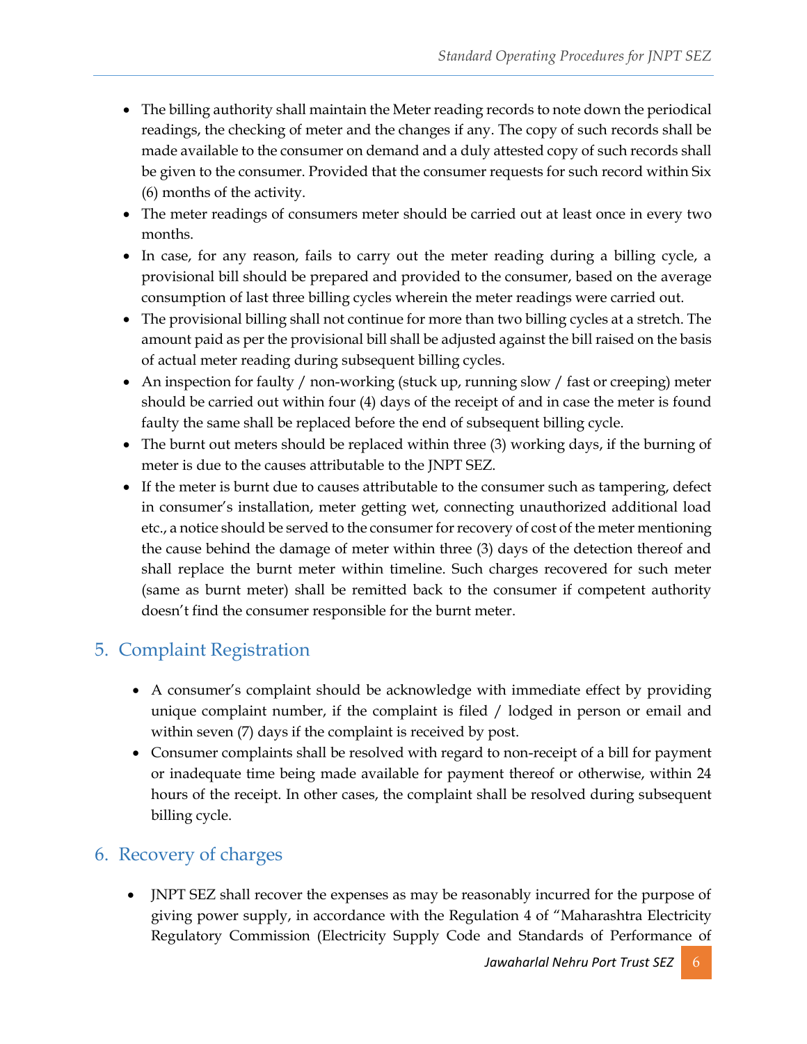- The billing authority shall maintain the Meter reading records to note down the periodical readings, the checking of meter and the changes if any. The copy of such records shall be made available to the consumer on demand and a duly attested copy of such records shall be given to the consumer. Provided that the consumer requests for such record within Six (6) months of the activity.
- The meter readings of consumers meter should be carried out at least once in every two months.
- In case, for any reason, fails to carry out the meter reading during a billing cycle, a provisional bill should be prepared and provided to the consumer, based on the average consumption of last three billing cycles wherein the meter readings were carried out.
- The provisional billing shall not continue for more than two billing cycles at a stretch. The amount paid as per the provisional bill shall be adjusted against the bill raised on the basis of actual meter reading during subsequent billing cycles.
- An inspection for faulty / non-working (stuck up, running slow / fast or creeping) meter should be carried out within four (4) days of the receipt of and in case the meter is found faulty the same shall be replaced before the end of subsequent billing cycle.
- The burnt out meters should be replaced within three (3) working days, if the burning of meter is due to the causes attributable to the JNPT SEZ.
- If the meter is burnt due to causes attributable to the consumer such as tampering, defect in consumer's installation, meter getting wet, connecting unauthorized additional load etc., a notice should be served to the consumer for recovery of cost of the meter mentioning the cause behind the damage of meter within three (3) days of the detection thereof and shall replace the burnt meter within timeline. Such charges recovered for such meter (same as burnt meter) shall be remitted back to the consumer if competent authority doesn't find the consumer responsible for the burnt meter.

## 5. Complaint Registration

- A consumer's complaint should be acknowledge with immediate effect by providing unique complaint number, if the complaint is filed / lodged in person or email and within seven (7) days if the complaint is received by post.
- Consumer complaints shall be resolved with regard to non-receipt of a bill for payment or inadequate time being made available for payment thereof or otherwise, within 24 hours of the receipt. In other cases, the complaint shall be resolved during subsequent billing cycle.

## 6. Recovery of charges

- JNPT SEZ shall recover the expenses as may be reasonably incurred for the purpose of giving power supply, in accordance with the Regulation 4 of "Maharashtra Electricity Regulatory Commission (Electricity Supply Code and Standards of Performance of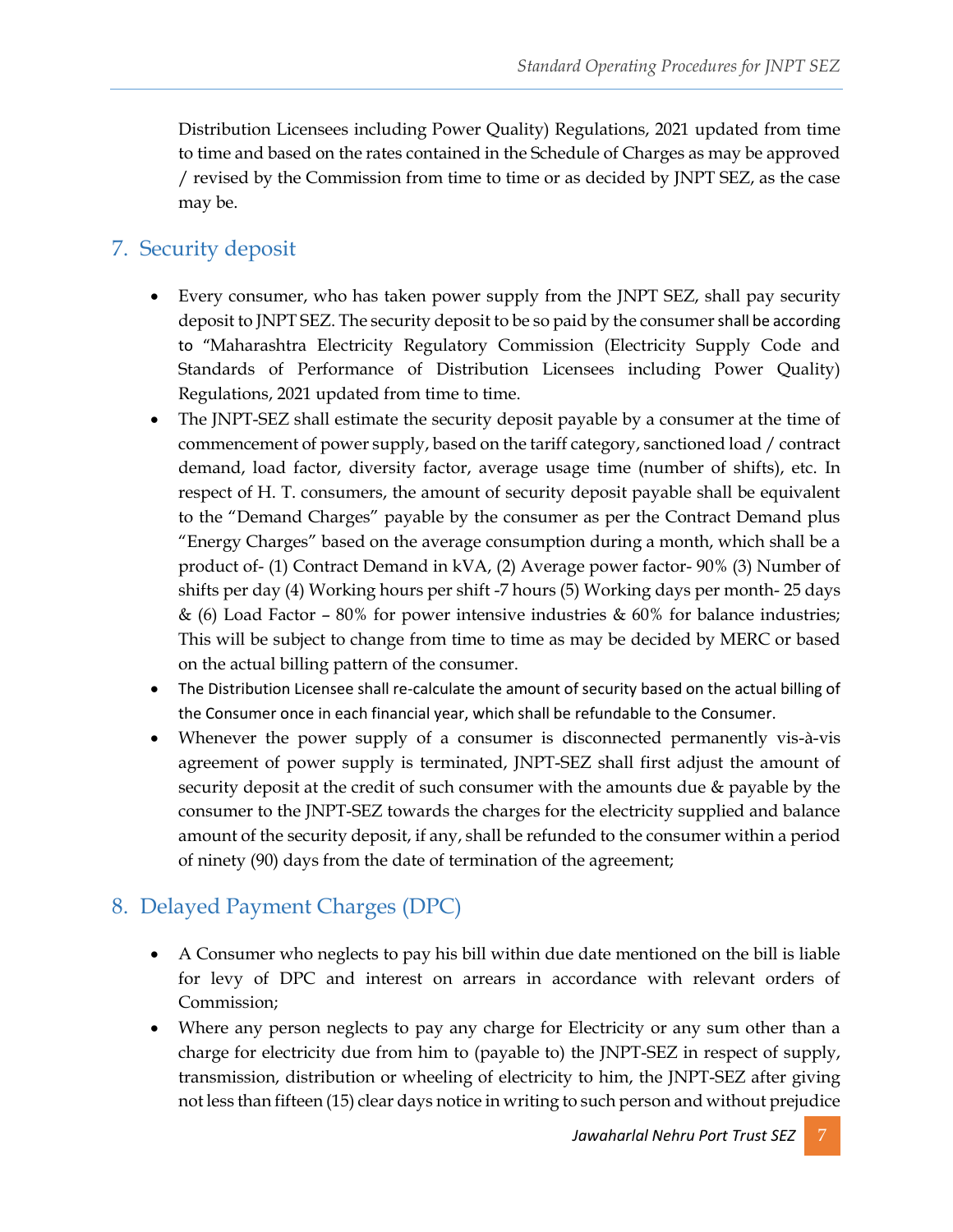Distribution Licensees including Power Quality) Regulations, 2021 updated from time to time and based on the rates contained in the Schedule of Charges as may be approved / revised by the Commission from time to time or as decided by JNPT SEZ, as the case may be.

## 7. Security deposit

- Every consumer, who has taken power supply from the JNPT SEZ, shall pay security deposit to JNPT SEZ. The security deposit to be so paid by the consumer shall be according to "Maharashtra Electricity Regulatory Commission (Electricity Supply Code and Standards of Performance of Distribution Licensees including Power Quality) Regulations, 2021 updated from time to time.
- The JNPT-SEZ shall estimate the security deposit payable by a consumer at the time of commencement of power supply, based on the tariff category, sanctioned load / contract demand, load factor, diversity factor, average usage time (number of shifts), etc. In respect of H. T. consumers, the amount of security deposit payable shall be equivalent to the "Demand Charges" payable by the consumer as per the Contract Demand plus "Energy Charges" based on the average consumption during a month, which shall be a product of- (1) Contract Demand in kVA, (2) Average power factor- 90% (3) Number of shifts per day (4) Working hours per shift -7 hours (5) Working days per month- 25 days & (6) Load Factor – 80% for power intensive industries & 60% for balance industries; This will be subject to change from time to time as may be decided by MERC or based on the actual billing pattern of the consumer.
- The Distribution Licensee shall re-calculate the amount of security based on the actual billing of the Consumer once in each financial year, which shall be refundable to the Consumer.
- Whenever the power supply of a consumer is disconnected permanently vis-à-vis agreement of power supply is terminated, JNPT-SEZ shall first adjust the amount of security deposit at the credit of such consumer with the amounts due & payable by the consumer to the JNPT-SEZ towards the charges for the electricity supplied and balance amount of the security deposit, if any, shall be refunded to the consumer within a period of ninety (90) days from the date of termination of the agreement;

## 8. Delayed Payment Charges (DPC)

- A Consumer who neglects to pay his bill within due date mentioned on the bill is liable for levy of DPC and interest on arrears in accordance with relevant orders of Commission;
- Where any person neglects to pay any charge for Electricity or any sum other than a charge for electricity due from him to (payable to) the JNPT-SEZ in respect of supply, transmission, distribution or wheeling of electricity to him, the JNPT-SEZ after giving not less than fifteen (15) clear days notice in writing to such person and without prejudice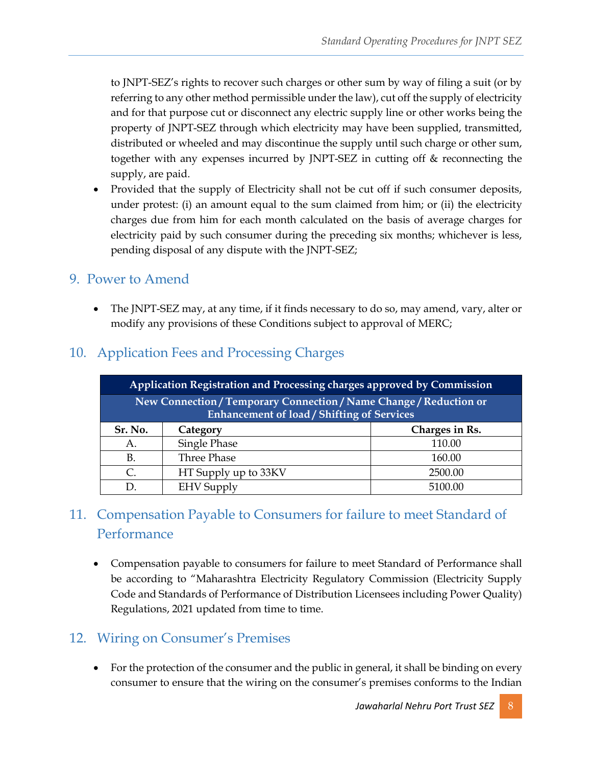to JNPT-SEZ's rights to recover such charges or other sum by way of filing a suit (or by referring to any other method permissible under the law), cut off the supply of electricity and for that purpose cut or disconnect any electric supply line or other works being the property of JNPT-SEZ through which electricity may have been supplied, transmitted, distributed or wheeled and may discontinue the supply until such charge or other sum, together with any expenses incurred by JNPT-SEZ in cutting off & reconnecting the supply, are paid.

- Provided that the supply of Electricity shall not be cut off if such consumer deposits, under protest: (i) an amount equal to the sum claimed from him; or (ii) the electricity charges due from him for each month calculated on the basis of average charges for electricity paid by such consumer during the preceding six months; whichever is less, pending disposal of any dispute with the JNPT-SEZ;

## 9. Power to Amend

- The JNPT-SEZ may, at any time, if it finds necessary to do so, may amend, vary, alter or modify any provisions of these Conditions subject to approval of MERC;

## 10. Application Fees and Processing Charges

| Application Registration and Processing charges approved by Commission | | |
|---|---|---|
| New Connection / Temporary Connection / Name Change / Reduction or Enhancement of load / Shifting of Services | | |
| **Sr. No.** | **Category** | **Charges in Rs.** |
| A. | Single Phase | 110.00 |
| B. | Three Phase | 160.00 |
| C. | HT Supply up to 33KV | 2500.00 |
| D. | EHV Supply | 5100.00 |

## 11. Compensation Payable to Consumers for failure to meet Standard of Performance

- Compensation payable to consumers for failure to meet Standard of Performance shall be according to "Maharashtra Electricity Regulatory Commission (Electricity Supply Code and Standards of Performance of Distribution Licensees including Power Quality) Regulations, 2021 updated from time to time.

## 12. Wiring on Consumer's Premises

- For the protection of the consumer and the public in general, it shall be binding on every consumer to ensure that the wiring on the consumer's premises conforms to the Indian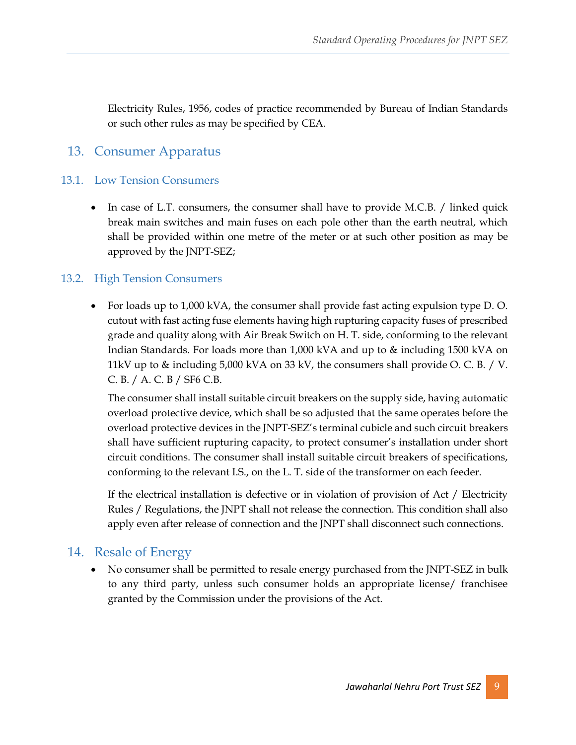Electricity Rules, 1956, codes of practice recommended by Bureau of Indian Standards or such other rules as may be specified by CEA.

## 13. Consumer Apparatus

### 13.1. Low Tension Consumers

- In case of L.T. consumers, the consumer shall have to provide M.C.B. / linked quick break main switches and main fuses on each pole other than the earth neutral, which shall be provided within one metre of the meter or at such other position as may be approved by the JNPT-SEZ;

### 13.2. High Tension Consumers

- For loads up to 1,000 kVA, the consumer shall provide fast acting expulsion type D. O. cutout with fast acting fuse elements having high rupturing capacity fuses of prescribed grade and quality along with Air Break Switch on H. T. side, conforming to the relevant Indian Standards. For loads more than 1,000 kVA and up to & including 1500 kVA on 11kV up to & including 5,000 kVA on 33 kV, the consumers shall provide O. C. B. / V. C. B. / A. C. B / SF6 C.B.

  The consumer shall install suitable circuit breakers on the supply side, having automatic overload protective device, which shall be so adjusted that the same operates before the overload protective devices in the JNPT-SEZ's terminal cubicle and such circuit breakers shall have sufficient rupturing capacity, to protect consumer's installation under short circuit conditions. The consumer shall install suitable circuit breakers of specifications, conforming to the relevant I.S., on the L. T. side of the transformer on each feeder.

  If the electrical installation is defective or in violation of provision of Act / Electricity Rules / Regulations, the JNPT shall not release the connection. This condition shall also apply even after release of connection and the JNPT shall disconnect such connections.

## 14. Resale of Energy

- No consumer shall be permitted to resale energy purchased from the JNPT-SEZ in bulk to any third party, unless such consumer holds an appropriate license/ franchisee granted by the Commission under the provisions of the Act.